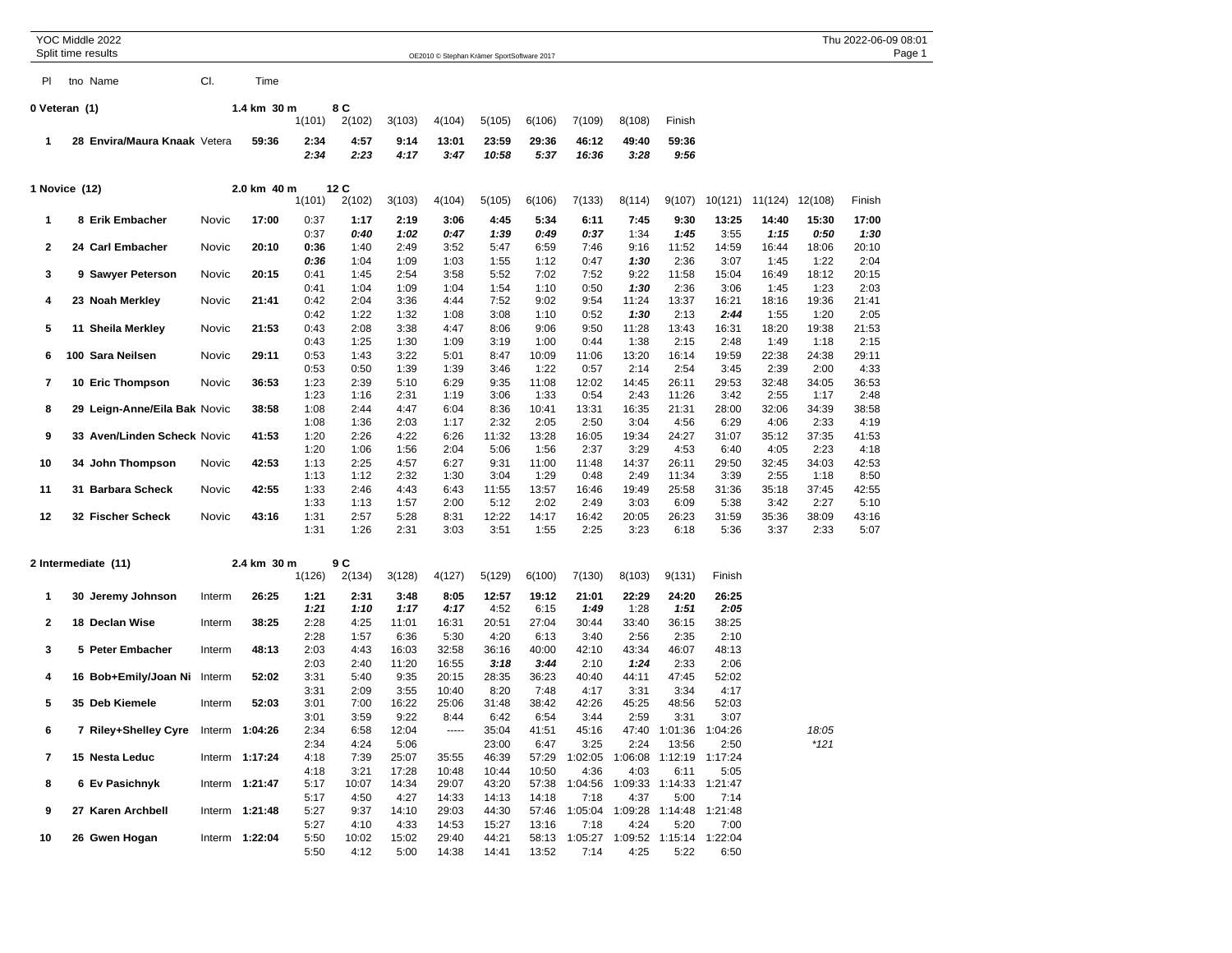YOC Middle 2022

Split time results

| Pl | tno | Name | Cl. | Time | | | | | | | | | | | | | |
|---|---|---|---|---|---|---|---|---|---|---|---|---|---|---|---|---|---|

**0 Veteran (1)** — 1.4 km 30 m — 8 C

| Pl | tno | Name | Cl. | Time | 1(101) | 2(102) | 3(103) | 4(104) | 5(105) | 6(106) | 7(109) | 8(108) | Finish |
|---|---|---|---|---|---|---|---|---|---|---|---|---|---|
| 1 | 28 | **Envira/Maura Knaak** | Vetera | **59:36** | **2:34** | **4:57** | **9:14** | **13:01** | **23:59** | **29:36** | **46:12** | **49:40** | **59:36** |
| | | | | | ***2:34*** | ***2:23*** | ***4:17*** | ***3:47*** | ***10:58*** | ***5:37*** | ***16:36*** | ***3:28*** | ***9:56*** |

**1 Novice (12)** — 2.0 km 40 m — 12 C

| Pl | tno | Name | Cl. | Time | 1(101) | 2(102) | 3(103) | 4(104) | 5(105) | 6(106) | 7(133) | 8(114) | 9(107) | 10(121) | 11(124) | 12(108) | Finish |
|---|---|---|---|---|---|---|---|---|---|---|---|---|---|---|---|---|---|
| 1 | 8 | **Erik Embacher** | Novic | **17:00** | 0:37 | **1:17** | **2:19** | **3:06** | **4:45** | **5:34** | **6:11** | **7:45** | **9:30** | **13:25** | **14:40** | **15:30** | **17:00** |
| | | | | | 0:37 | ***0:40*** | ***1:02*** | ***0:47*** | ***1:39*** | ***0:49*** | ***0:37*** | 1:34 | ***1:45*** | 3:55 | ***1:15*** | ***0:50*** | ***1:30*** |
| 2 | 24 | **Carl Embacher** | Novic | **20:10** | **0:36** | 1:40 | 2:49 | 3:52 | 5:47 | 6:59 | 7:46 | 9:16 | 11:52 | 14:59 | 16:44 | 18:06 | 20:10 |
| | | | | | ***0:36*** | 1:04 | 1:09 | 1:03 | 1:55 | 1:12 | 0:47 | ***1:30*** | 2:36 | 3:07 | 1:45 | 1:22 | 2:04 |
| 3 | 9 | **Sawyer Peterson** | Novic | **20:15** | 0:41 | 1:45 | 2:54 | 3:58 | 5:52 | 7:02 | 7:52 | 9:22 | 11:58 | 15:04 | 16:49 | 18:12 | 20:15 |
| | | | | | 0:41 | 1:04 | 1:09 | 1:04 | 1:54 | 1:10 | 0:50 | ***1:30*** | 2:36 | 3:06 | 1:45 | 1:23 | 2:03 |
| 4 | 23 | **Noah Merkley** | Novic | **21:41** | 0:42 | 2:04 | 3:36 | 4:44 | 7:52 | 9:02 | 9:54 | 11:24 | 13:37 | 16:21 | 18:16 | 19:36 | 21:41 |
| | | | | | 0:42 | 1:22 | 1:32 | 1:08 | 3:08 | 1:10 | 0:52 | ***1:30*** | 2:13 | ***2:44*** | 1:55 | 1:20 | 2:05 |
| 5 | 11 | **Sheila Merkley** | Novic | **21:53** | 0:43 | 2:08 | 3:38 | 4:47 | 8:06 | 9:06 | 9:50 | 11:28 | 13:43 | 16:31 | 18:20 | 19:38 | 21:53 |
| | | | | | 0:43 | 1:25 | 1:30 | 1:09 | 3:19 | 1:00 | 0:44 | 1:38 | 2:15 | 2:48 | 1:49 | 1:18 | 2:15 |
| 6 | 100 | **Sara Neilsen** | Novic | **29:11** | 0:53 | 1:43 | 3:22 | 5:01 | 8:47 | 10:09 | 11:06 | 13:20 | 16:14 | 19:59 | 22:38 | 24:38 | 29:11 |
| | | | | | 0:53 | 0:50 | 1:39 | 1:39 | 3:46 | 1:22 | 0:57 | 2:14 | 2:54 | 3:45 | 2:39 | 2:00 | 4:33 |
| 7 | 10 | **Eric Thompson** | Novic | **36:53** | 1:23 | 2:39 | 5:10 | 6:29 | 9:35 | 11:08 | 12:02 | 14:45 | 26:11 | 29:53 | 32:48 | 34:05 | 36:53 |
| | | | | | 1:23 | 1:16 | 2:31 | 1:19 | 3:06 | 1:33 | 0:54 | 2:43 | 11:26 | 3:42 | 2:55 | 1:17 | 2:48 |
| 8 | 29 | **Leign-Anne/Eila Bak** | Novic | **38:58** | 1:08 | 2:44 | 4:47 | 6:04 | 8:36 | 10:41 | 13:31 | 16:35 | 21:31 | 28:00 | 32:06 | 34:39 | 38:58 |
| | | | | | 1:08 | 1:36 | 2:03 | 1:17 | 2:32 | 2:05 | 2:50 | 3:04 | 4:56 | 6:29 | 4:06 | 2:33 | 4:19 |
| 9 | 33 | **Aven/Linden Scheck** | Novic | **41:53** | 1:20 | 2:26 | 4:22 | 6:26 | 11:32 | 13:28 | 16:05 | 19:34 | 24:27 | 31:07 | 35:12 | 37:35 | 41:53 |
| | | | | | 1:20 | 1:06 | 1:56 | 2:04 | 5:06 | 1:56 | 2:37 | 3:29 | 4:53 | 6:40 | 4:05 | 2:23 | 4:18 |
| 10 | 34 | **John Thompson** | Novic | **42:53** | 1:13 | 2:25 | 4:57 | 6:27 | 9:31 | 11:00 | 11:48 | 14:37 | 26:11 | 29:50 | 32:45 | 34:03 | 42:53 |
| | | | | | 1:13 | 1:12 | 2:32 | 1:30 | 3:04 | 1:29 | 0:48 | 2:49 | 11:34 | 3:39 | 2:55 | 1:18 | 8:50 |
| 11 | 31 | **Barbara Scheck** | Novic | **42:55** | 1:33 | 2:46 | 4:43 | 6:43 | 11:55 | 13:57 | 16:46 | 19:49 | 25:58 | 31:36 | 35:18 | 37:45 | 42:55 |
| | | | | | 1:33 | 1:13 | 1:57 | 2:00 | 5:12 | 2:02 | 2:49 | 3:03 | 6:09 | 5:38 | 3:42 | 2:27 | 5:10 |
| 12 | 32 | **Fischer Scheck** | Novic | **43:16** | 1:31 | 2:57 | 5:28 | 8:31 | 12:22 | 14:17 | 16:42 | 20:05 | 26:23 | 31:59 | 35:36 | 38:09 | 43:16 |
| | | | | | 1:31 | 1:26 | 2:31 | 3:03 | 3:51 | 1:55 | 2:25 | 3:23 | 6:18 | 5:36 | 3:37 | 2:33 | 5:07 |

**2 Intermediate (11)** — 2.4 km 30 m — 9 C

| Pl | tno | Name | Cl. | Time | 1(126) | 2(134) | 3(128) | 4(127) | 5(129) | 6(100) | 7(130) | 8(103) | 9(131) | Finish | | |
|---|---|---|---|---|---|---|---|---|---|---|---|---|---|---|---|---|
| 1 | 30 | **Jeremy Johnson** | Interm | **26:25** | **1:21** | **2:31** | **3:48** | **8:05** | **12:57** | **19:12** | **21:01** | **22:29** | **24:20** | **26:25** | | |
| | | | | | ***1:21*** | ***1:10*** | ***1:17*** | ***4:17*** | 4:52 | 6:15 | ***1:49*** | 1:28 | ***1:51*** | ***2:05*** | | |
| 2 | 18 | **Declan Wise** | Interm | **38:25** | 2:28 | 4:25 | 11:01 | 16:31 | 20:51 | 27:04 | 30:44 | 33:40 | 36:15 | 38:25 | | |
| | | | | | 2:28 | 1:57 | 6:36 | 5:30 | 4:20 | 6:13 | 3:40 | 2:56 | 2:35 | 2:10 | | |
| 3 | 5 | **Peter Embacher** | Interm | **48:13** | 2:03 | 4:43 | 16:03 | 32:58 | 36:16 | 40:00 | 42:10 | 43:34 | 46:07 | 48:13 | | |
| | | | | | 2:03 | 2:40 | 11:20 | 16:55 | ***3:18*** | ***3:44*** | 2:10 | ***1:24*** | 2:33 | 2:06 | | |
| 4 | 16 | **Bob+Emily/Joan Ni** | Interm | **52:02** | 3:31 | 5:40 | 9:35 | 20:15 | 28:35 | 36:23 | 40:40 | 44:11 | 47:45 | 52:02 | | |
| | | | | | 3:31 | 2:09 | 3:55 | 10:40 | 8:20 | 7:48 | 4:17 | 3:31 | 3:34 | 4:17 | | |
| 5 | 35 | **Deb Kiemele** | Interm | **52:03** | 3:01 | 7:00 | 16:22 | 25:06 | 31:48 | 38:42 | 42:26 | 45:25 | 48:56 | 52:03 | | |
| | | | | | 3:01 | 3:59 | 9:22 | 8:44 | 6:42 | 6:54 | 3:44 | 2:59 | 3:31 | 3:07 | | |
| 6 | 7 | **Riley+Shelley Cyre** | Interm | **1:04:26** | 2:34 | 6:58 | 12:04 | ----- | 35:04 | 41:51 | 45:16 | 47:40 | 1:01:36 | 1:04:26 | | *18:05* |
| | | | | | 2:34 | 4:24 | 5:06 | | 23:00 | 6:47 | 3:25 | 2:24 | 13:56 | 2:50 | | *\*121* |
| 7 | 15 | **Nesta Leduc** | Interm | **1:17:24** | 4:18 | 7:39 | 25:07 | 35:55 | 46:39 | 57:29 | 1:02:05 | 1:06:08 | 1:12:19 | 1:17:24 | | |
| | | | | | 4:18 | 3:21 | 17:28 | 10:48 | 10:44 | 10:50 | 4:36 | 4:03 | 6:11 | 5:05 | | |
| 8 | 6 | **Ev Pasichnyk** | Interm | **1:21:47** | 5:17 | 10:07 | 14:34 | 29:07 | 43:20 | 57:38 | 1:04:56 | 1:09:33 | 1:14:33 | 1:21:47 | | |
| | | | | | 5:17 | 4:50 | 4:27 | 14:33 | 14:13 | 14:18 | 7:18 | 4:37 | 5:00 | 7:14 | | |
| 9 | 27 | **Karen Archbell** | Interm | **1:21:48** | 5:27 | 9:37 | 14:10 | 29:03 | 44:30 | 57:46 | 1:05:04 | 1:09:28 | 1:14:48 | 1:21:48 | | |
| | | | | | 5:27 | 4:10 | 4:33 | 14:53 | 15:27 | 13:16 | 7:18 | 4:24 | 5:20 | 7:00 | | |
| 10 | 26 | **Gwen Hogan** | Interm | **1:22:04** | 5:50 | 10:02 | 15:02 | 29:40 | 44:21 | 58:13 | 1:05:27 | 1:09:52 | 1:15:14 | 1:22:04 | | |
| | | | | | 5:50 | 4:12 | 5:00 | 14:38 | 14:41 | 13:52 | 7:14 | 4:25 | 5:22 | 6:50 | | |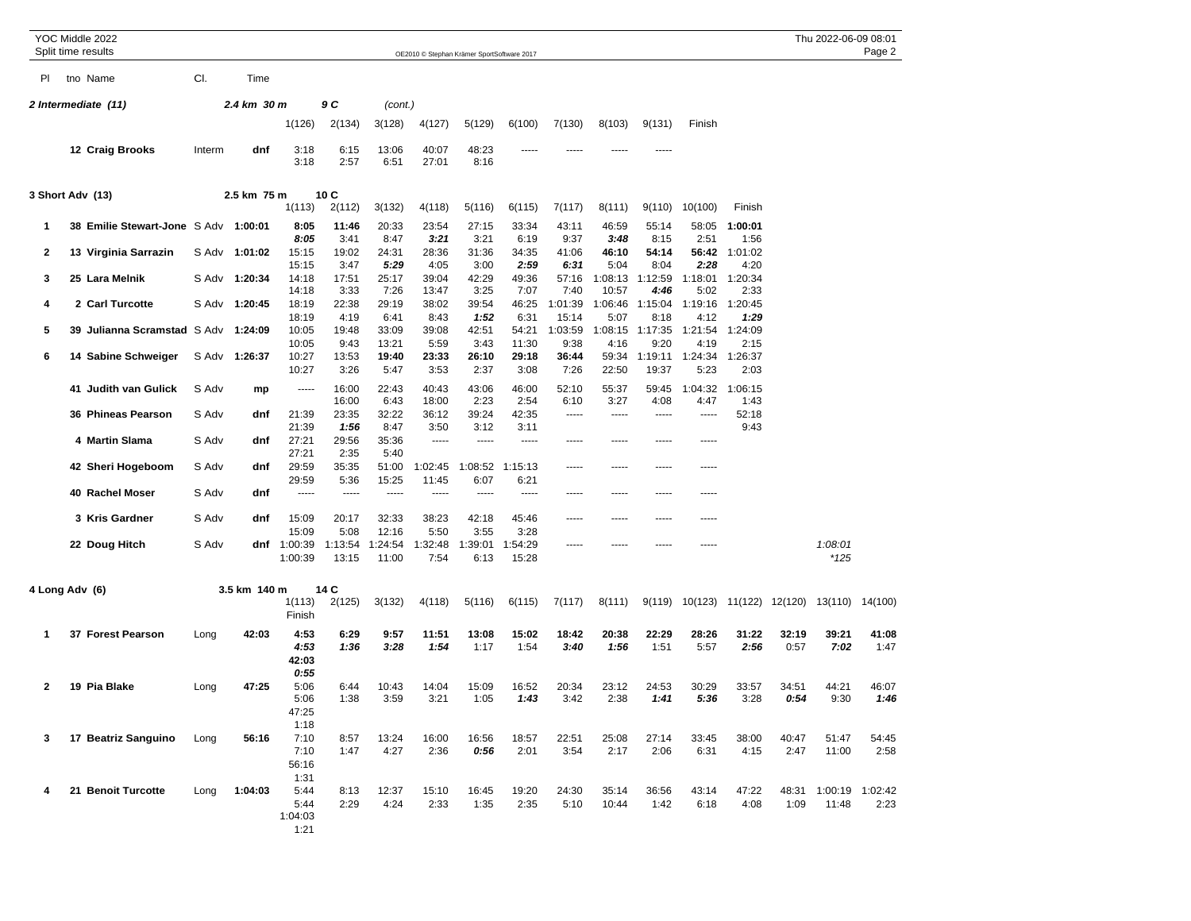## 2 Intermediate (11) — 2.4 km 30 m — 9 C (cont.)

| Pl | tno | Name | Cl. | Time | 1(126) | 2(134) | 3(128) | 4(127) | 5(129) | 6(100) | 7(130) | 8(103) | 9(131) | Finish |
|---|---|---|---|---|---|---|---|---|---|---|---|---|---|---|
| | 12 | **Craig Brooks** | Interm | **dnf** | 3:18 | 6:15 | 13:06 | 40:07 | 48:23 | ----- | ----- | ----- | ----- | |
| | | | | | 3:18 | 2:57 | 6:51 | 27:01 | 8:16 | | | | | |

## 3 Short Adv (13) — 2.5 km 75 m — 10 C

| Pl | tno | Name | Cl. | Time | 1(113) | 2(112) | 3(132) | 4(118) | 5(116) | 6(115) | 7(117) | 8(111) | 9(110) | 10(100) | Finish | | |
|---|---|---|---|---|---|---|---|---|---|---|---|---|---|---|---|---|---|
| **1** | 38 | **Emilie Stewart-Jone** | S Adv | **1:00:01** | **8:05** | **11:46** | 20:33 | 23:54 | 27:15 | 33:34 | 43:11 | 46:59 | 55:14 | 58:05 | **1:00:01** | | |
| | | | | | ***8:05*** | 3:41 | 8:47 | ***3:21*** | 3:21 | 6:19 | 9:37 | ***3:48*** | 8:15 | 2:51 | 1:56 | | |
| **2** | 13 | **Virginia Sarrazin** | S Adv | **1:01:02** | 15:15 | 19:02 | 24:31 | 28:36 | 31:36 | 34:35 | 41:06 | **46:10** | **54:14** | **56:42** | 1:01:02 | | |
| | | | | | 15:15 | 3:47 | ***5:29*** | 4:05 | 3:00 | ***2:59*** | ***6:31*** | 5:04 | 8:04 | ***2:28*** | 4:20 | | |
| **3** | 25 | **Lara Melnik** | S Adv | **1:20:34** | 14:18 | 17:51 | 25:17 | 39:04 | 42:29 | 49:36 | 57:16 | 1:08:13 | 1:12:59 | 1:18:01 | 1:20:34 | | |
| | | | | | 14:18 | 3:33 | 7:26 | 13:47 | 3:25 | 7:07 | 7:40 | 10:57 | ***4:46*** | 5:02 | 2:33 | | |
| **4** | 2 | **Carl Turcotte** | S Adv | **1:20:45** | 18:19 | 22:38 | 29:19 | 38:02 | 39:54 | 46:25 | 1:01:39 | 1:06:46 | 1:15:04 | 1:19:16 | 1:20:45 | | |
| | | | | | 18:19 | 4:19 | 6:41 | 8:43 | ***1:52*** | 6:31 | 15:14 | 5:07 | 8:18 | 4:12 | ***1:29*** | | |
| **5** | 39 | **Julianna Scramstad** | S Adv | **1:24:09** | 10:05 | 19:48 | 33:09 | 39:08 | 42:51 | 54:21 | 1:03:59 | 1:08:15 | 1:17:35 | 1:21:54 | 1:24:09 | | |
| | | | | | 10:05 | 9:43 | 13:21 | 5:59 | 3:43 | 11:30 | 9:38 | 4:16 | 9:20 | 4:19 | 2:15 | | |
| **6** | 14 | **Sabine Schweiger** | S Adv | **1:26:37** | 10:27 | 13:53 | **19:40** | **23:33** | **26:10** | **29:18** | **36:44** | 59:34 | 1:19:11 | 1:24:34 | 1:26:37 | | |
| | | | | | 10:27 | 3:26 | 5:47 | 3:53 | 2:37 | 3:08 | 7:26 | 22:50 | 19:37 | 5:23 | 2:03 | | |
| | 41 | **Judith van Gulick** | S Adv | **mp** | ----- | 16:00 | 22:43 | 40:43 | 43:06 | 46:00 | 52:10 | 55:37 | 59:45 | 1:04:32 | 1:06:15 | | |
| | | | | | | 16:00 | 6:43 | 18:00 | 2:23 | 2:54 | 6:10 | 3:27 | 4:08 | 4:47 | 1:43 | | |
| | 36 | **Phineas Pearson** | S Adv | **dnf** | 21:39 | 23:35 | 32:22 | 36:12 | 39:24 | 42:35 | ----- | ----- | ----- | ----- | 52:18 | | |
| | | | | | 21:39 | ***1:56*** | 8:47 | 3:50 | 3:12 | 3:11 | | | | | 9:43 | | |
| | 4 | **Martin Slama** | S Adv | **dnf** | 27:21 | 29:56 | 35:36 | ----- | ----- | ----- | ----- | ----- | ----- | ----- | | | |
| | | | | | 27:21 | 2:35 | 5:40 | | | | | | | | | | |
| | 42 | **Sheri Hogeboom** | S Adv | **dnf** | 29:59 | 35:35 | 51:00 | 1:02:45 | 1:08:52 | 1:15:13 | ----- | ----- | ----- | ----- | | | |
| | | | | | 29:59 | 5:36 | 15:25 | 11:45 | 6:07 | 6:21 | | | | | | | |
| | 40 | **Rachel Moser** | S Adv | **dnf** | ----- | ----- | ----- | ----- | ----- | ----- | ----- | ----- | ----- | ----- | | | |
| | 3 | **Kris Gardner** | S Adv | **dnf** | 15:09 | 20:17 | 32:33 | 38:23 | 42:18 | 45:46 | ----- | ----- | ----- | ----- | | | |
| | | | | | 15:09 | 5:08 | 12:16 | 5:50 | 3:55 | 3:28 | | | | | | | |
| | 22 | **Doug Hitch** | S Adv | **dnf** | 1:00:39 | 1:13:54 | 1:24:54 | 1:32:48 | 1:39:01 | 1:54:29 | ----- | ----- | ----- | ----- | | | *1:08:01* |
| | | | | | 1:00:39 | 13:15 | 11:00 | 7:54 | 6:13 | 15:28 | | | | | | | *\*125* |

## 4 Long Adv (6) — 3.5 km 140 m — 14 C

| Pl | tno | Name | Cl. | Time | 1(113) | 2(125) | 3(132) | 4(118) | 5(116) | 6(115) | 7(117) | 8(111) | 9(119) | 10(123) | 11(122) | 12(120) | 13(110) | 14(100) |
|---|---|---|---|---|---|---|---|---|---|---|---|---|---|---|---|---|---|---|
| | | | | | Finish | | | | | | | | | | | | | |
| **1** | 37 | **Forest Pearson** | Long | **42:03** | **4:53** | **6:29** | **9:57** | **11:51** | **13:08** | **15:02** | **18:42** | **20:38** | **22:29** | **28:26** | **31:22** | **32:19** | **39:21** | **41:08** |
| | | | | | ***4:53*** | ***1:36*** | ***3:28*** | ***1:54*** | 1:17 | 1:54 | ***3:40*** | ***1:56*** | 1:51 | 5:57 | ***2:56*** | 0:57 | ***7:02*** | 1:47 |
| | | | | | **42:03** | | | | | | | | | | | | | |
| | | | | | ***0:55*** | | | | | | | | | | | | | |
| **2** | 19 | **Pia Blake** | Long | **47:25** | 5:06 | 6:44 | 10:43 | 14:04 | 15:09 | 16:52 | 20:34 | 23:12 | 24:53 | 30:29 | 33:57 | 34:51 | 44:21 | 46:07 |
| | | | | | 5:06 | 1:38 | 3:59 | 3:21 | 1:05 | ***1:43*** | 3:42 | 2:38 | ***1:41*** | ***5:36*** | 3:28 | ***0:54*** | 9:30 | ***1:46*** |
| | | | | | 47:25 | | | | | | | | | | | | | |
| | | | | | 1:18 | | | | | | | | | | | | | |
| **3** | 17 | **Beatriz Sanguino** | Long | **56:16** | 7:10 | 8:57 | 13:24 | 16:00 | 16:56 | 18:57 | 22:51 | 25:08 | 27:14 | 33:45 | 38:00 | 40:47 | 51:47 | 54:45 |
| | | | | | 7:10 | 1:47 | 4:27 | 2:36 | ***0:56*** | 2:01 | 3:54 | 2:17 | 2:06 | 6:31 | 4:15 | 2:47 | 11:00 | 2:58 |
| | | | | | 56:16 | | | | | | | | | | | | | |
| | | | | | 1:31 | | | | | | | | | | | | | |
| **4** | 21 | **Benoit Turcotte** | Long | **1:04:03** | 5:44 | 8:13 | 12:37 | 15:10 | 16:45 | 19:20 | 24:30 | 35:14 | 36:56 | 43:14 | 47:22 | 48:31 | 1:00:19 | 1:02:42 |
| | | | | | 5:44 | 2:29 | 4:24 | 2:33 | 1:35 | 2:35 | 5:10 | 10:44 | 1:42 | 6:18 | 4:08 | 1:09 | 11:48 | 2:23 |
| | | | | | 1:04:03 | | | | | | | | | | | | | |
| | | | | | 1:21 | | | | | | | | | | | | | |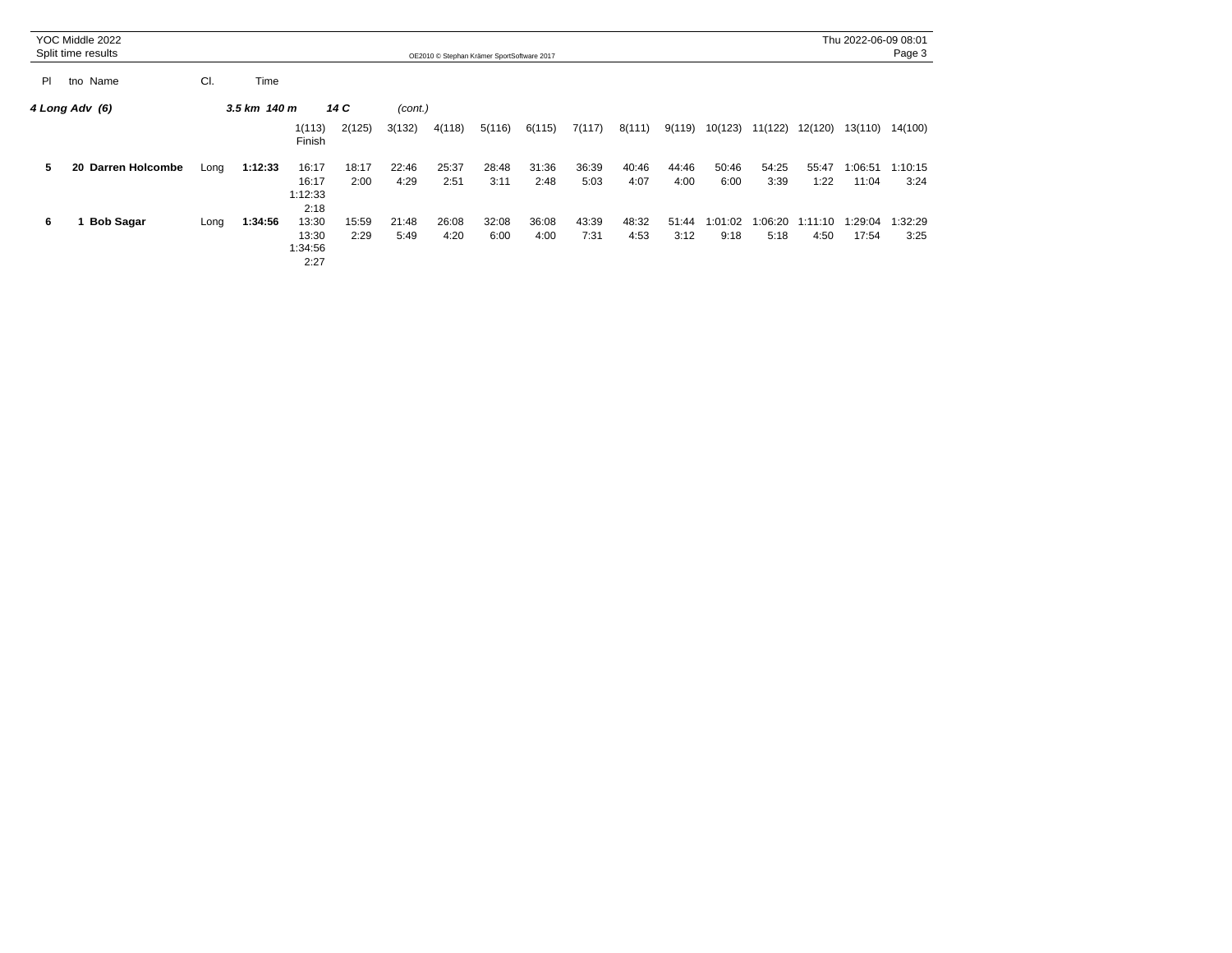YOC Middle 2022

Split time results

OE2010 © Stephan Krämer SportSoftware 2017

| Pl | tno | Name | Cl. | Time | | | | | | | | | | | | | | |
|---|---|---|---|---|---|---|---|---|---|---|---|---|---|---|---|---|---|---|
| ***4 Long Adv (6)*** | | | | ***3.5 km 140 m*** | ***14 C*** | ***(cont.)*** | | | | | | | | | | | | |
| | | | | | 1(113) Finish | 2(125) | 3(132) | 4(118) | 5(116) | 6(115) | 7(117) | 8(111) | 9(119) | 10(123) | 11(122) | 12(120) | 13(110) | 14(100) |
| **5** | **20** | **Darren Holcombe** | Long | **1:12:33** | 16:17 | 18:17 | 22:46 | 25:37 | 28:48 | 31:36 | 36:39 | 40:46 | 44:46 | 50:46 | 54:25 | 55:47 | 1:06:51 | 1:10:15 |
| | | | | | 16:17 | 2:00 | 4:29 | 2:51 | 3:11 | 2:48 | 5:03 | 4:07 | 4:00 | 6:00 | 3:39 | 1:22 | 11:04 | 3:24 |
| | | | | | 1:12:33 | | | | | | | | | | | | | |
| | | | | | 2:18 | | | | | | | | | | | | | |
| **6** | **1** | **Bob Sagar** | Long | **1:34:56** | 13:30 | 15:59 | 21:48 | 26:08 | 32:08 | 36:08 | 43:39 | 48:32 | 51:44 | 1:01:02 | 1:06:20 | 1:11:10 | 1:29:04 | 1:32:29 |
| | | | | | 13:30 | 2:29 | 5:49 | 4:20 | 6:00 | 4:00 | 7:31 | 4:53 | 3:12 | 9:18 | 5:18 | 4:50 | 17:54 | 3:25 |
| | | | | | 1:34:56 | | | | | | | | | | | | | |
| | | | | | 2:27 | | | | | | | | | | | | | |